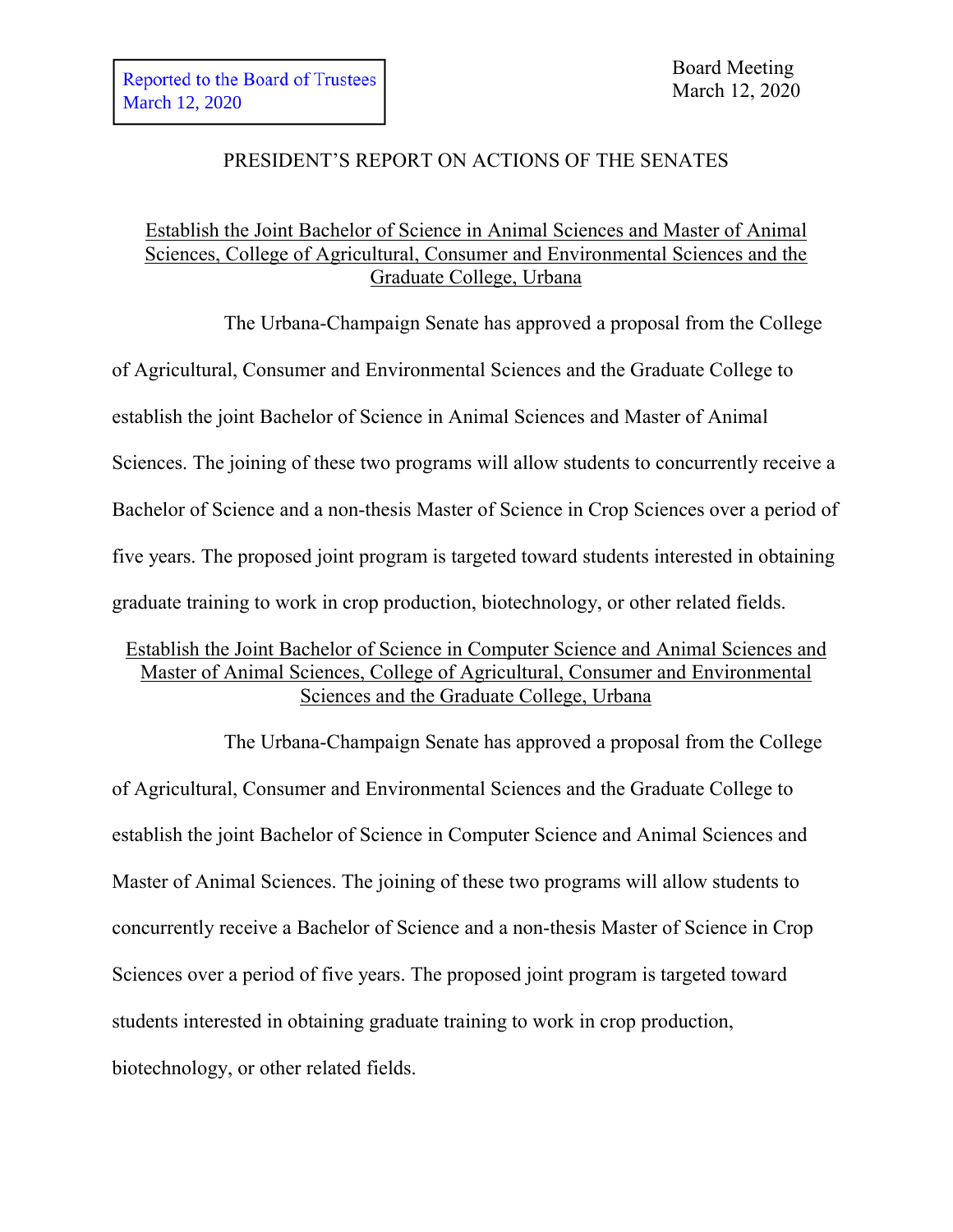Reported to the Board of Trustees
March 12, 2020

Board Meeting
March 12, 2020

# PRESIDENT'S REPORT ON ACTIONS OF THE SENATES

## Establish the Joint Bachelor of Science in Animal Sciences and Master of Animal Sciences, College of Agricultural, Consumer and Environmental Sciences and the Graduate College, Urbana

The Urbana-Champaign Senate has approved a proposal from the College of Agricultural, Consumer and Environmental Sciences and the Graduate College to establish the joint Bachelor of Science in Animal Sciences and Master of Animal Sciences. The joining of these two programs will allow students to concurrently receive a Bachelor of Science and a non-thesis Master of Science in Crop Sciences over a period of five years. The proposed joint program is targeted toward students interested in obtaining graduate training to work in crop production, biotechnology, or other related fields.

## Establish the Joint Bachelor of Science in Computer Science and Animal Sciences and Master of Animal Sciences, College of Agricultural, Consumer and Environmental Sciences and the Graduate College, Urbana

The Urbana-Champaign Senate has approved a proposal from the College of Agricultural, Consumer and Environmental Sciences and the Graduate College to establish the joint Bachelor of Science in Computer Science and Animal Sciences and Master of Animal Sciences. The joining of these two programs will allow students to concurrently receive a Bachelor of Science and a non-thesis Master of Science in Crop Sciences over a period of five years. The proposed joint program is targeted toward students interested in obtaining graduate training to work in crop production, biotechnology, or other related fields.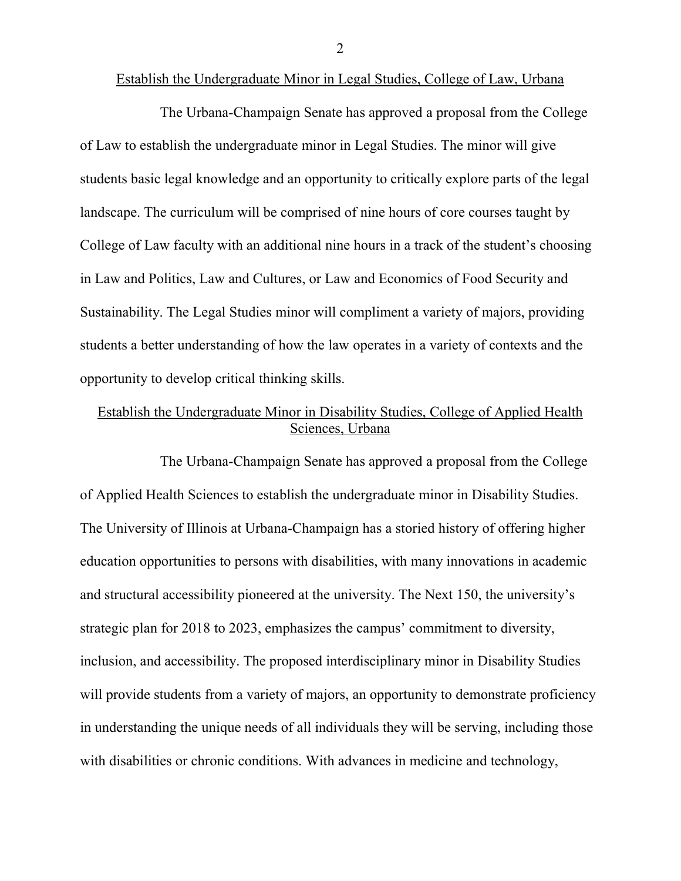## Establish the Undergraduate Minor in Legal Studies, College of Law, Urbana

The Urbana-Champaign Senate has approved a proposal from the College of Law to establish the undergraduate minor in Legal Studies. The minor will give students basic legal knowledge and an opportunity to critically explore parts of the legal landscape. The curriculum will be comprised of nine hours of core courses taught by College of Law faculty with an additional nine hours in a track of the student's choosing in Law and Politics, Law and Cultures, or Law and Economics of Food Security and Sustainability. The Legal Studies minor will compliment a variety of majors, providing students a better understanding of how the law operates in a variety of contexts and the opportunity to develop critical thinking skills.

## Establish the Undergraduate Minor in Disability Studies, College of Applied Health Sciences, Urbana

The Urbana-Champaign Senate has approved a proposal from the College of Applied Health Sciences to establish the undergraduate minor in Disability Studies. The University of Illinois at Urbana-Champaign has a storied history of offering higher education opportunities to persons with disabilities, with many innovations in academic and structural accessibility pioneered at the university. The Next 150, the university's strategic plan for 2018 to 2023, emphasizes the campus' commitment to diversity, inclusion, and accessibility. The proposed interdisciplinary minor in Disability Studies will provide students from a variety of majors, an opportunity to demonstrate proficiency in understanding the unique needs of all individuals they will be serving, including those with disabilities or chronic conditions. With advances in medicine and technology,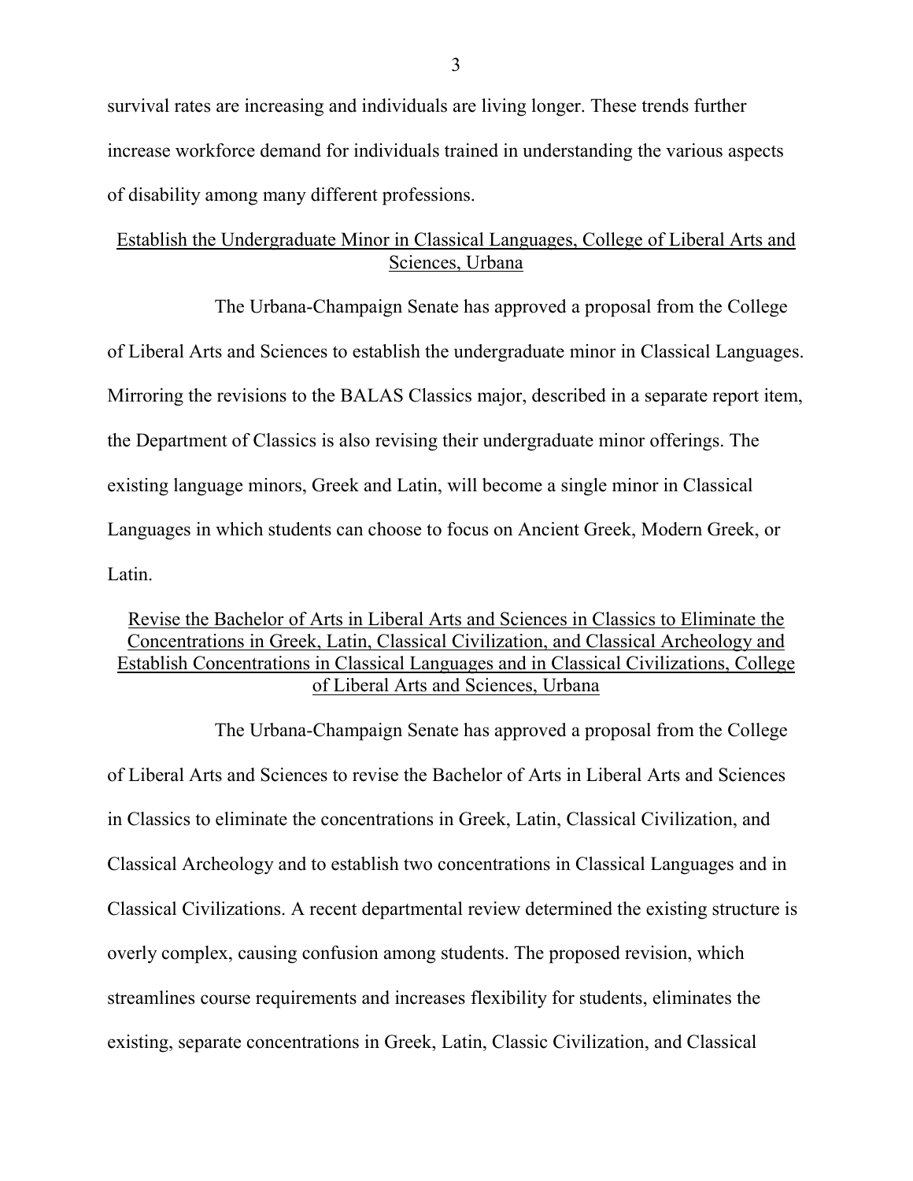survival rates are increasing and individuals are living longer. These trends further increase workforce demand for individuals trained in understanding the various aspects of disability among many different professions.

## Establish the Undergraduate Minor in Classical Languages, College of Liberal Arts and Sciences, Urbana

The Urbana-Champaign Senate has approved a proposal from the College of Liberal Arts and Sciences to establish the undergraduate minor in Classical Languages. Mirroring the revisions to the BALAS Classics major, described in a separate report item, the Department of Classics is also revising their undergraduate minor offerings. The existing language minors, Greek and Latin, will become a single minor in Classical Languages in which students can choose to focus on Ancient Greek, Modern Greek, or Latin.

## Revise the Bachelor of Arts in Liberal Arts and Sciences in Classics to Eliminate the Concentrations in Greek, Latin, Classical Civilization, and Classical Archeology and Establish Concentrations in Classical Languages and in Classical Civilizations, College of Liberal Arts and Sciences, Urbana

The Urbana-Champaign Senate has approved a proposal from the College of Liberal Arts and Sciences to revise the Bachelor of Arts in Liberal Arts and Sciences in Classics to eliminate the concentrations in Greek, Latin, Classical Civilization, and Classical Archeology and to establish two concentrations in Classical Languages and in Classical Civilizations. A recent departmental review determined the existing structure is overly complex, causing confusion among students. The proposed revision, which streamlines course requirements and increases flexibility for students, eliminates the existing, separate concentrations in Greek, Latin, Classic Civilization, and Classical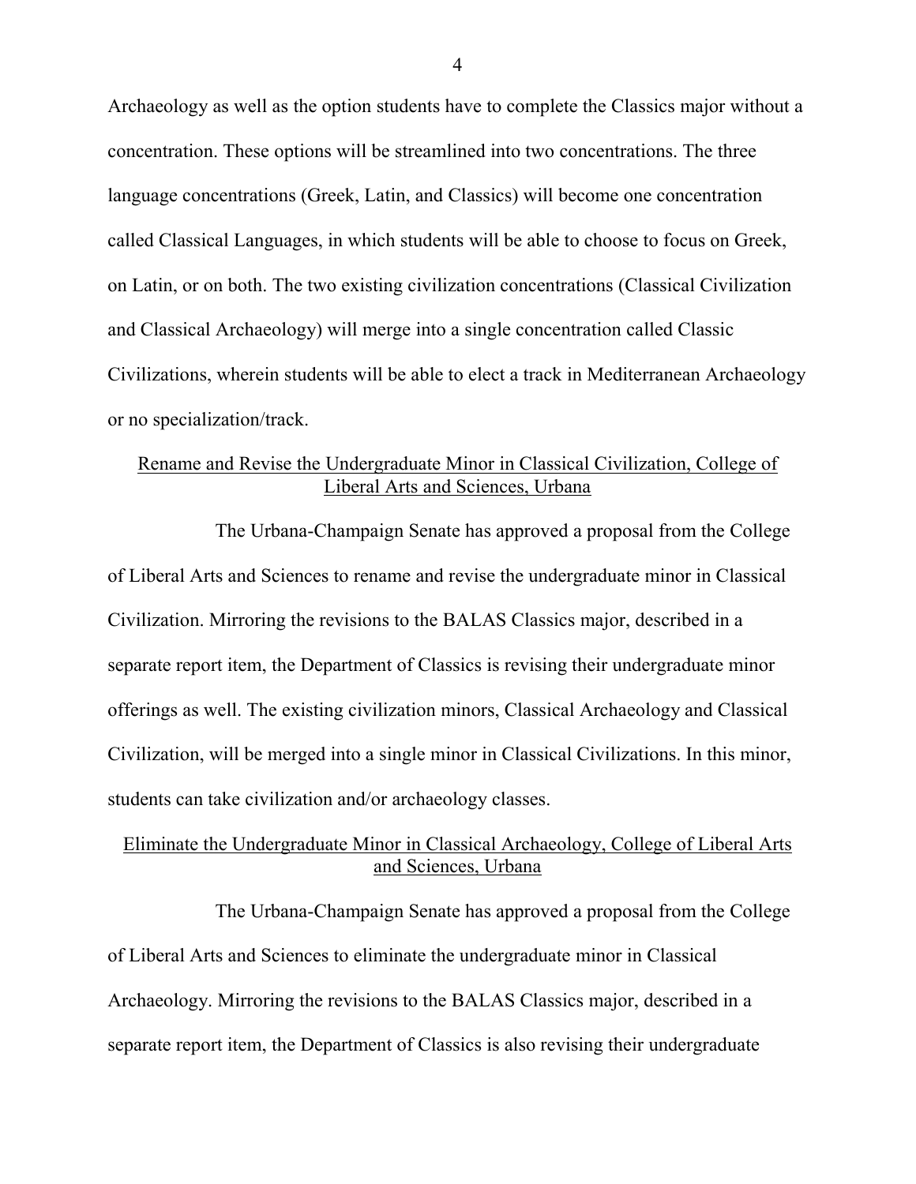Archaeology as well as the option students have to complete the Classics major without a concentration. These options will be streamlined into two concentrations. The three language concentrations (Greek, Latin, and Classics) will become one concentration called Classical Languages, in which students will be able to choose to focus on Greek, on Latin, or on both. The two existing civilization concentrations (Classical Civilization and Classical Archaeology) will merge into a single concentration called Classic Civilizations, wherein students will be able to elect a track in Mediterranean Archaeology or no specialization/track.

<u>Rename and Revise the Undergraduate Minor in Classical Civilization, College of Liberal Arts and Sciences, Urbana</u>

The Urbana-Champaign Senate has approved a proposal from the College of Liberal Arts and Sciences to rename and revise the undergraduate minor in Classical Civilization. Mirroring the revisions to the BALAS Classics major, described in a separate report item, the Department of Classics is revising their undergraduate minor offerings as well. The existing civilization minors, Classical Archaeology and Classical Civilization, will be merged into a single minor in Classical Civilizations. In this minor, students can take civilization and/or archaeology classes.

<u>Eliminate the Undergraduate Minor in Classical Archaeology, College of Liberal Arts and Sciences, Urbana</u>

The Urbana-Champaign Senate has approved a proposal from the College of Liberal Arts and Sciences to eliminate the undergraduate minor in Classical Archaeology. Mirroring the revisions to the BALAS Classics major, described in a separate report item, the Department of Classics is also revising their undergraduate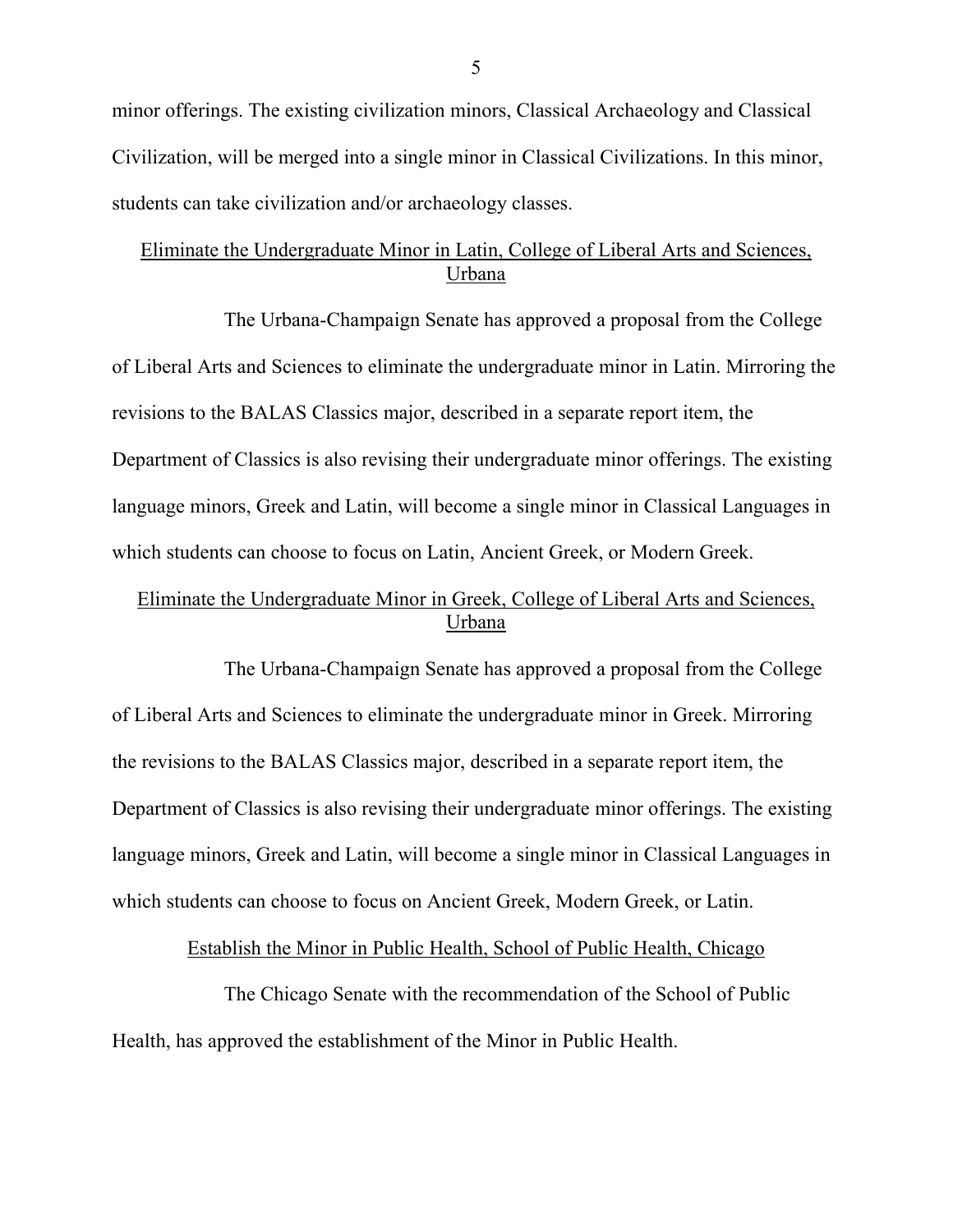minor offerings. The existing civilization minors, Classical Archaeology and Classical Civilization, will be merged into a single minor in Classical Civilizations. In this minor, students can take civilization and/or archaeology classes.

### Eliminate the Undergraduate Minor in Latin, College of Liberal Arts and Sciences, Urbana

The Urbana-Champaign Senate has approved a proposal from the College of Liberal Arts and Sciences to eliminate the undergraduate minor in Latin. Mirroring the revisions to the BALAS Classics major, described in a separate report item, the Department of Classics is also revising their undergraduate minor offerings. The existing language minors, Greek and Latin, will become a single minor in Classical Languages in which students can choose to focus on Latin, Ancient Greek, or Modern Greek.

### Eliminate the Undergraduate Minor in Greek, College of Liberal Arts and Sciences, Urbana

The Urbana-Champaign Senate has approved a proposal from the College of Liberal Arts and Sciences to eliminate the undergraduate minor in Greek. Mirroring the revisions to the BALAS Classics major, described in a separate report item, the Department of Classics is also revising their undergraduate minor offerings. The existing language minors, Greek and Latin, will become a single minor in Classical Languages in which students can choose to focus on Ancient Greek, Modern Greek, or Latin.

### Establish the Minor in Public Health, School of Public Health, Chicago

The Chicago Senate with the recommendation of the School of Public Health, has approved the establishment of the Minor in Public Health.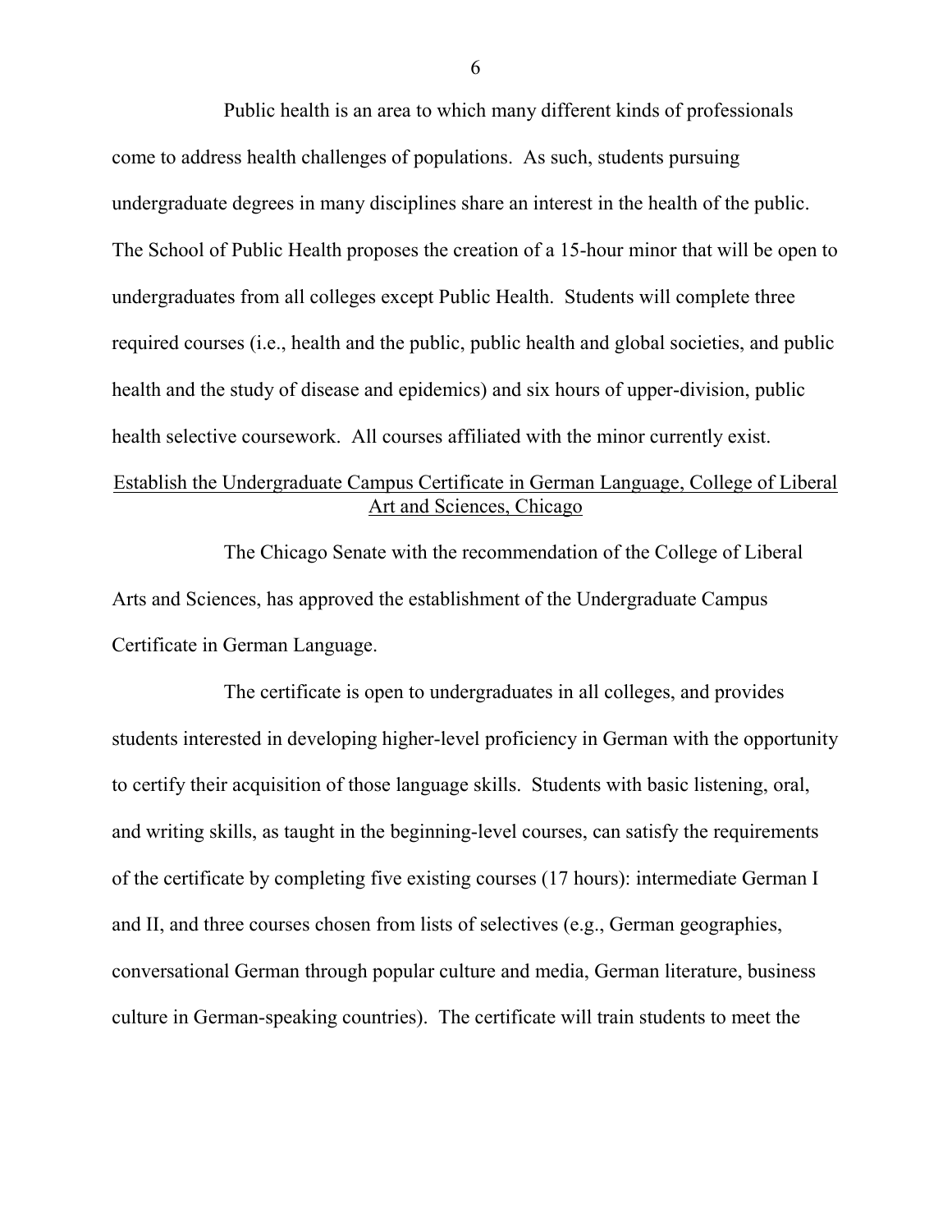Public health is an area to which many different kinds of professionals come to address health challenges of populations. As such, students pursuing undergraduate degrees in many disciplines share an interest in the health of the public. The School of Public Health proposes the creation of a 15-hour minor that will be open to undergraduates from all colleges except Public Health. Students will complete three required courses (i.e., health and the public, public health and global societies, and public health and the study of disease and epidemics) and six hours of upper-division, public health selective coursework. All courses affiliated with the minor currently exist.

## Establish the Undergraduate Campus Certificate in German Language, College of Liberal Art and Sciences, Chicago

The Chicago Senate with the recommendation of the College of Liberal Arts and Sciences, has approved the establishment of the Undergraduate Campus Certificate in German Language.

The certificate is open to undergraduates in all colleges, and provides students interested in developing higher-level proficiency in German with the opportunity to certify their acquisition of those language skills. Students with basic listening, oral, and writing skills, as taught in the beginning-level courses, can satisfy the requirements of the certificate by completing five existing courses (17 hours): intermediate German I and II, and three courses chosen from lists of selectives (e.g., German geographies, conversational German through popular culture and media, German literature, business culture in German-speaking countries). The certificate will train students to meet the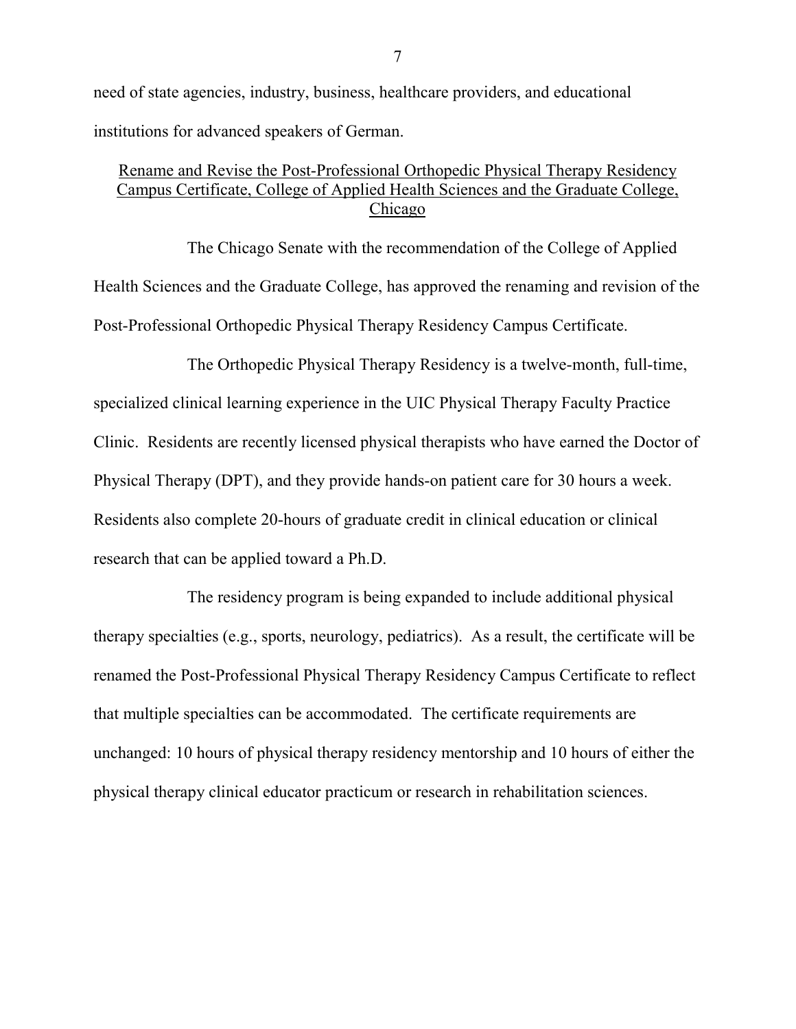need of state agencies, industry, business, healthcare providers, and educational institutions for advanced speakers of German.

## Rename and Revise the Post-Professional Orthopedic Physical Therapy Residency Campus Certificate, College of Applied Health Sciences and the Graduate College, Chicago

The Chicago Senate with the recommendation of the College of Applied Health Sciences and the Graduate College, has approved the renaming and revision of the Post-Professional Orthopedic Physical Therapy Residency Campus Certificate.

The Orthopedic Physical Therapy Residency is a twelve-month, full-time, specialized clinical learning experience in the UIC Physical Therapy Faculty Practice Clinic. Residents are recently licensed physical therapists who have earned the Doctor of Physical Therapy (DPT), and they provide hands-on patient care for 30 hours a week. Residents also complete 20-hours of graduate credit in clinical education or clinical research that can be applied toward a Ph.D.

The residency program is being expanded to include additional physical therapy specialties (e.g., sports, neurology, pediatrics). As a result, the certificate will be renamed the Post-Professional Physical Therapy Residency Campus Certificate to reflect that multiple specialties can be accommodated. The certificate requirements are unchanged: 10 hours of physical therapy residency mentorship and 10 hours of either the physical therapy clinical educator practicum or research in rehabilitation sciences.